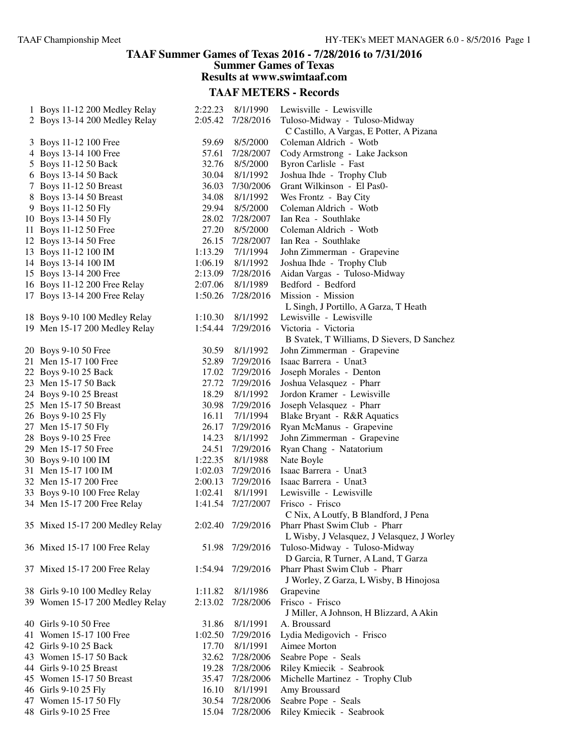# TAAF Summer Games of Texas 2016 - 7/28/2016 to 7/31/2016

## Summer Games of Texas

## Results at www.swimtaaf.com

### TAAF METERS - Records

| # | Event | Time | Date | Record Holder |
|---|---|---|---|---|
| 1 | Boys 11-12 200 Medley Relay | 2:22.23 | 8/1/1990 | Lewisville - Lewisville |
| 2 | Boys 13-14 200 Medley Relay | 2:05.42 | 7/28/2016 | Tuloso-Midway - Tuloso-Midway<br>C Castillo, A Vargas, E Potter, A Pizana |
| 3 | Boys 11-12 100 Free | 59.69 | 8/5/2000 | Coleman Aldrich - Wotb |
| 4 | Boys 13-14 100 Free | 57.61 | 7/28/2007 | Cody Armstrong - Lake Jackson |
| 5 | Boys 11-12 50 Back | 32.76 | 8/5/2000 | Byron Carlisle - Fast |
| 6 | Boys 13-14 50 Back | 30.04 | 8/1/1992 | Joshua Ihde - Trophy Club |
| 7 | Boys 11-12 50 Breast | 36.03 | 7/30/2006 | Grant Wilkinson - El Pas0- |
| 8 | Boys 13-14 50 Breast | 34.08 | 8/1/1992 | Wes Frontz - Bay City |
| 9 | Boys 11-12 50 Fly | 29.94 | 8/5/2000 | Coleman Aldrich - Wotb |
| 10 | Boys 13-14 50 Fly | 28.02 | 7/28/2007 | Ian Rea - Southlake |
| 11 | Boys 11-12 50 Free | 27.20 | 8/5/2000 | Coleman Aldrich - Wotb |
| 12 | Boys 13-14 50 Free | 26.15 | 7/28/2007 | Ian Rea - Southlake |
| 13 | Boys 11-12 100 IM | 1:13.29 | 7/1/1994 | John Zimmerman - Grapevine |
| 14 | Boys 13-14 100 IM | 1:06.19 | 8/1/1992 | Joshua Ihde - Trophy Club |
| 15 | Boys 13-14 200 Free | 2:13.09 | 7/28/2016 | Aidan Vargas - Tuloso-Midway |
| 16 | Boys 11-12 200 Free Relay | 2:07.06 | 8/1/1989 | Bedford - Bedford |
| 17 | Boys 13-14 200 Free Relay | 1:50.26 | 7/28/2016 | Mission - Mission<br>L Singh, J Portillo, A Garza, T Heath |
| 18 | Boys 9-10 100 Medley Relay | 1:10.30 | 8/1/1992 | Lewisville - Lewisville |
| 19 | Men 15-17 200 Medley Relay | 1:54.44 | 7/29/2016 | Victoria - Victoria<br>B Svatek, T Williams, D Sievers, D Sanchez |
| 20 | Boys 9-10 50 Free | 30.59 | 8/1/1992 | John Zimmerman - Grapevine |
| 21 | Men 15-17 100 Free | 52.89 | 7/29/2016 | Isaac Barrera - Unat3 |
| 22 | Boys 9-10 25 Back | 17.02 | 7/29/2016 | Joseph Morales - Denton |
| 23 | Men 15-17 50 Back | 27.72 | 7/29/2016 | Joshua Velasquez - Pharr |
| 24 | Boys 9-10 25 Breast | 18.29 | 8/1/1992 | Jordon Kramer - Lewisville |
| 25 | Men 15-17 50 Breast | 30.98 | 7/29/2016 | Joseph Velasquez - Pharr |
| 26 | Boys 9-10 25 Fly | 16.11 | 7/1/1994 | Blake Bryant - R&R Aquatics |
| 27 | Men 15-17 50 Fly | 26.17 | 7/29/2016 | Ryan McManus - Grapevine |
| 28 | Boys 9-10 25 Free | 14.23 | 8/1/1992 | John Zimmerman - Grapevine |
| 29 | Men 15-17 50 Free | 24.51 | 7/29/2016 | Ryan Chang - Natatorium |
| 30 | Boys 9-10 100 IM | 1:22.35 | 8/1/1988 | Nate Boyle |
| 31 | Men 15-17 100 IM | 1:02.03 | 7/29/2016 | Isaac Barrera - Unat3 |
| 32 | Men 15-17 200 Free | 2:00.13 | 7/29/2016 | Isaac Barrera - Unat3 |
| 33 | Boys 9-10 100 Free Relay | 1:02.41 | 8/1/1991 | Lewisville - Lewisville |
| 34 | Men 15-17 200 Free Relay | 1:41.54 | 7/27/2007 | Frisco - Frisco<br>C Nix, A Loutfy, B Blandford, J Pena |
| 35 | Mixed 15-17 200 Medley Relay | 2:02.40 | 7/29/2016 | Pharr Phast Swim Club - Pharr<br>L Wisby, J Velasquez, J Velasquez, J Worley |
| 36 | Mixed 15-17 100 Free Relay | 51.98 | 7/29/2016 | Tuloso-Midway - Tuloso-Midway<br>D Garcia, R Turner, A Land, T Garza |
| 37 | Mixed 15-17 200 Free Relay | 1:54.94 | 7/29/2016 | Pharr Phast Swim Club - Pharr<br>J Worley, Z Garza, L Wisby, B Hinojosa |
| 38 | Girls 9-10 100 Medley Relay | 1:11.82 | 8/1/1986 | Grapevine |
| 39 | Women 15-17 200 Medley Relay | 2:13.02 | 7/28/2006 | Frisco - Frisco<br>J Miller, A Johnson, H Blizzard, A Akin |
| 40 | Girls 9-10 50 Free | 31.86 | 8/1/1991 | A. Broussard |
| 41 | Women 15-17 100 Free | 1:02.50 | 7/29/2016 | Lydia Medigovich - Frisco |
| 42 | Girls 9-10 25 Back | 17.70 | 8/1/1991 | Aimee Morton |
| 43 | Women 15-17 50 Back | 32.62 | 7/28/2006 | Seabre Pope - Seals |
| 44 | Girls 9-10 25 Breast | 19.28 | 7/28/2006 | Riley Kmiecik - Seabrook |
| 45 | Women 15-17 50 Breast | 35.47 | 7/28/2006 | Michelle Martinez - Trophy Club |
| 46 | Girls 9-10 25 Fly | 16.10 | 8/1/1991 | Amy Broussard |
| 47 | Women 15-17 50 Fly | 30.54 | 7/28/2006 | Seabre Pope - Seals |
| 48 | Girls 9-10 25 Free | 15.04 | 7/28/2006 | Riley Kmiecik - Seabrook |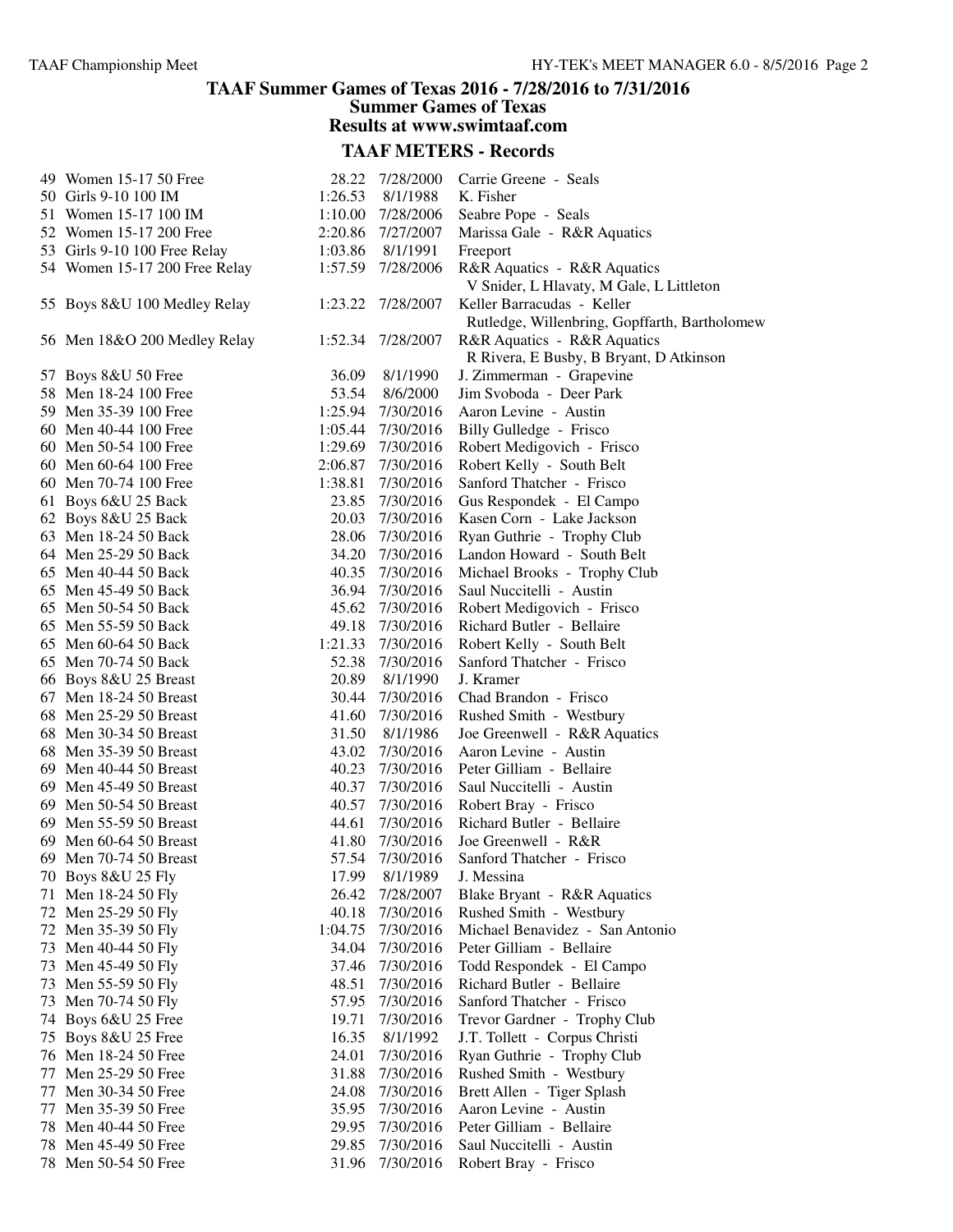## TAAF Summer Games of Texas 2016 - 7/28/2016 to 7/31/2016

### Summer Games of Texas

### Results at www.swimtaaf.com

### TAAF METERS - Records

| # | Event | Time | Date | Name / Team |
|---|---|---|---|---|
| 49 | Women 15-17 50 Free | 28.22 | 7/28/2000 | Carrie Greene - Seals |
| 50 | Girls 9-10 100 IM | 1:26.53 | 8/1/1988 | K. Fisher |
| 51 | Women 15-17 100 IM | 1:10.00 | 7/28/2006 | Seabre Pope - Seals |
| 52 | Women 15-17 200 Free | 2:20.86 | 7/27/2007 | Marissa Gale - R&R Aquatics |
| 53 | Girls 9-10 100 Free Relay | 1:03.86 | 8/1/1991 | Freeport |
| 54 | Women 15-17 200 Free Relay | 1:57.59 | 7/28/2006 | R&R Aquatics - R&R Aquatics<br>V Snider, L Hlavaty, M Gale, L Littleton |
| 55 | Boys 8&U 100 Medley Relay | 1:23.22 | 7/28/2007 | Keller Barracudas - Keller<br>Rutledge, Willenbring, Gopffarth, Bartholomew |
| 56 | Men 18&O 200 Medley Relay | 1:52.34 | 7/28/2007 | R&R Aquatics - R&R Aquatics<br>R Rivera, E Busby, B Bryant, D Atkinson |
| 57 | Boys 8&U 50 Free | 36.09 | 8/1/1990 | J. Zimmerman - Grapevine |
| 58 | Men 18-24 100 Free | 53.54 | 8/6/2000 | Jim Svoboda - Deer Park |
| 59 | Men 35-39 100 Free | 1:25.94 | 7/30/2016 | Aaron Levine - Austin |
| 60 | Men 40-44 100 Free | 1:05.44 | 7/30/2016 | Billy Gulledge - Frisco |
| 60 | Men 50-54 100 Free | 1:29.69 | 7/30/2016 | Robert Medigovich - Frisco |
| 60 | Men 60-64 100 Free | 2:06.87 | 7/30/2016 | Robert Kelly - South Belt |
| 60 | Men 70-74 100 Free | 1:38.81 | 7/30/2016 | Sanford Thatcher - Frisco |
| 61 | Boys 6&U 25 Back | 23.85 | 7/30/2016 | Gus Respondek - El Campo |
| 62 | Boys 8&U 25 Back | 20.03 | 7/30/2016 | Kasen Corn - Lake Jackson |
| 63 | Men 18-24 50 Back | 28.06 | 7/30/2016 | Ryan Guthrie - Trophy Club |
| 64 | Men 25-29 50 Back | 34.20 | 7/30/2016 | Landon Howard - South Belt |
| 65 | Men 40-44 50 Back | 40.35 | 7/30/2016 | Michael Brooks - Trophy Club |
| 65 | Men 45-49 50 Back | 36.94 | 7/30/2016 | Saul Nuccitelli - Austin |
| 65 | Men 50-54 50 Back | 45.62 | 7/30/2016 | Robert Medigovich - Frisco |
| 65 | Men 55-59 50 Back | 49.18 | 7/30/2016 | Richard Butler - Bellaire |
| 65 | Men 60-64 50 Back | 1:21.33 | 7/30/2016 | Robert Kelly - South Belt |
| 65 | Men 70-74 50 Back | 52.38 | 7/30/2016 | Sanford Thatcher - Frisco |
| 66 | Boys 8&U 25 Breast | 20.89 | 8/1/1990 | J. Kramer |
| 67 | Men 18-24 50 Breast | 30.44 | 7/30/2016 | Chad Brandon - Frisco |
| 68 | Men 25-29 50 Breast | 41.60 | 7/30/2016 | Rushed Smith - Westbury |
| 68 | Men 30-34 50 Breast | 31.50 | 8/1/1986 | Joe Greenwell - R&R Aquatics |
| 68 | Men 35-39 50 Breast | 43.02 | 7/30/2016 | Aaron Levine - Austin |
| 69 | Men 40-44 50 Breast | 40.23 | 7/30/2016 | Peter Gilliam - Bellaire |
| 69 | Men 45-49 50 Breast | 40.37 | 7/30/2016 | Saul Nuccitelli - Austin |
| 69 | Men 50-54 50 Breast | 40.57 | 7/30/2016 | Robert Bray - Frisco |
| 69 | Men 55-59 50 Breast | 44.61 | 7/30/2016 | Richard Butler - Bellaire |
| 69 | Men 60-64 50 Breast | 41.80 | 7/30/2016 | Joe Greenwell - R&R |
| 69 | Men 70-74 50 Breast | 57.54 | 7/30/2016 | Sanford Thatcher - Frisco |
| 70 | Boys 8&U 25 Fly | 17.99 | 8/1/1989 | J. Messina |
| 71 | Men 18-24 50 Fly | 26.42 | 7/28/2007 | Blake Bryant - R&R Aquatics |
| 72 | Men 25-29 50 Fly | 40.18 | 7/30/2016 | Rushed Smith - Westbury |
| 72 | Men 35-39 50 Fly | 1:04.75 | 7/30/2016 | Michael Benavidez - San Antonio |
| 73 | Men 40-44 50 Fly | 34.04 | 7/30/2016 | Peter Gilliam - Bellaire |
| 73 | Men 45-49 50 Fly | 37.46 | 7/30/2016 | Todd Respondek - El Campo |
| 73 | Men 55-59 50 Fly | 48.51 | 7/30/2016 | Richard Butler - Bellaire |
| 73 | Men 70-74 50 Fly | 57.95 | 7/30/2016 | Sanford Thatcher - Frisco |
| 74 | Boys 6&U 25 Free | 19.71 | 7/30/2016 | Trevor Gardner - Trophy Club |
| 75 | Boys 8&U 25 Free | 16.35 | 8/1/1992 | J.T. Tollett - Corpus Christi |
| 76 | Men 18-24 50 Free | 24.01 | 7/30/2016 | Ryan Guthrie - Trophy Club |
| 77 | Men 25-29 50 Free | 31.88 | 7/30/2016 | Rushed Smith - Westbury |
| 77 | Men 30-34 50 Free | 24.08 | 7/30/2016 | Brett Allen - Tiger Splash |
| 77 | Men 35-39 50 Free | 35.95 | 7/30/2016 | Aaron Levine - Austin |
| 78 | Men 40-44 50 Free | 29.95 | 7/30/2016 | Peter Gilliam - Bellaire |
| 78 | Men 45-49 50 Free | 29.85 | 7/30/2016 | Saul Nuccitelli - Austin |
| 78 | Men 50-54 50 Free | 31.96 | 7/30/2016 | Robert Bray - Frisco |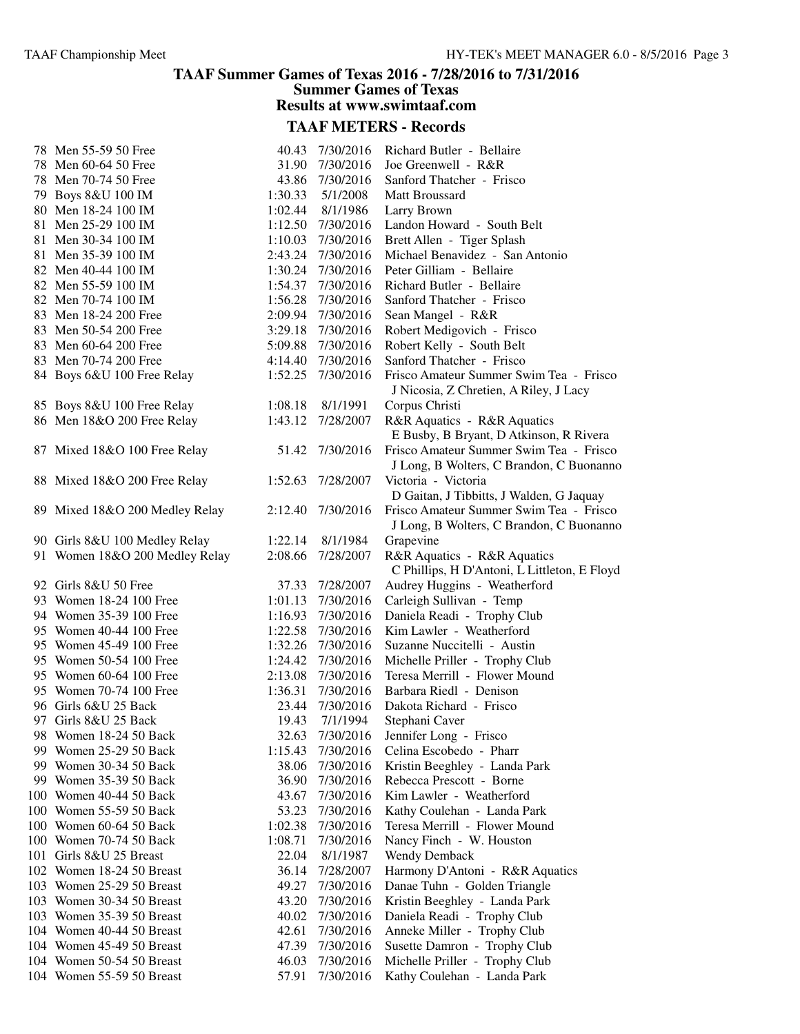## TAAF Summer Games of Texas 2016 - 7/28/2016 to 7/31/2016

### Summer Games of Texas

### Results at www.swimtaaf.com

### TAAF METERS - Records

| # | Event | Time | Date | Name / Team |
|---|---|---|---|---|
| 78 | Men 55-59 50 Free | 40.43 | 7/30/2016 | Richard Butler - Bellaire |
| 78 | Men 60-64 50 Free | 31.90 | 7/30/2016 | Joe Greenwell - R&R |
| 78 | Men 70-74 50 Free | 43.86 | 7/30/2016 | Sanford Thatcher - Frisco |
| 79 | Boys 8&U 100 IM | 1:30.33 | 5/1/2008 | Matt Broussard |
| 80 | Men 18-24 100 IM | 1:02.44 | 8/1/1986 | Larry Brown |
| 81 | Men 25-29 100 IM | 1:12.50 | 7/30/2016 | Landon Howard - South Belt |
| 81 | Men 30-34 100 IM | 1:10.03 | 7/30/2016 | Brett Allen - Tiger Splash |
| 81 | Men 35-39 100 IM | 2:43.24 | 7/30/2016 | Michael Benavidez - San Antonio |
| 82 | Men 40-44 100 IM | 1:30.24 | 7/30/2016 | Peter Gilliam - Bellaire |
| 82 | Men 55-59 100 IM | 1:54.37 | 7/30/2016 | Richard Butler - Bellaire |
| 82 | Men 70-74 100 IM | 1:56.28 | 7/30/2016 | Sanford Thatcher - Frisco |
| 83 | Men 18-24 200 Free | 2:09.94 | 7/30/2016 | Sean Mangel - R&R |
| 83 | Men 50-54 200 Free | 3:29.18 | 7/30/2016 | Robert Medigovich - Frisco |
| 83 | Men 60-64 200 Free | 5:09.88 | 7/30/2016 | Robert Kelly - South Belt |
| 83 | Men 70-74 200 Free | 4:14.40 | 7/30/2016 | Sanford Thatcher - Frisco |
| 84 | Boys 6&U 100 Free Relay | 1:52.25 | 7/30/2016 | Frisco Amateur Summer Swim Tea - Frisco<br>J Nicosia, Z Chretien, A Riley, J Lacy |
| 85 | Boys 8&U 100 Free Relay | 1:08.18 | 8/1/1991 | Corpus Christi |
| 86 | Men 18&O 200 Free Relay | 1:43.12 | 7/28/2007 | R&R Aquatics - R&R Aquatics<br>E Busby, B Bryant, D Atkinson, R Rivera |
| 87 | Mixed 18&O 100 Free Relay | 51.42 | 7/30/2016 | Frisco Amateur Summer Swim Tea - Frisco<br>J Long, B Wolters, C Brandon, C Buonanno |
| 88 | Mixed 18&O 200 Free Relay | 1:52.63 | 7/28/2007 | Victoria - Victoria<br>D Gaitan, J Tibbitts, J Walden, G Jaquay |
| 89 | Mixed 18&O 200 Medley Relay | 2:12.40 | 7/30/2016 | Frisco Amateur Summer Swim Tea - Frisco<br>J Long, B Wolters, C Brandon, C Buonanno |
| 90 | Girls 8&U 100 Medley Relay | 1:22.14 | 8/1/1984 | Grapevine |
| 91 | Women 18&O 200 Medley Relay | 2:08.66 | 7/28/2007 | R&R Aquatics - R&R Aquatics<br>C Phillips, H D'Antoni, L Littleton, E Floyd |
| 92 | Girls 8&U 50 Free | 37.33 | 7/28/2007 | Audrey Huggins - Weatherford |
| 93 | Women 18-24 100 Free | 1:01.13 | 7/30/2016 | Carleigh Sullivan - Temp |
| 94 | Women 35-39 100 Free | 1:16.93 | 7/30/2016 | Daniela Readi - Trophy Club |
| 95 | Women 40-44 100 Free | 1:22.58 | 7/30/2016 | Kim Lawler - Weatherford |
| 95 | Women 45-49 100 Free | 1:32.26 | 7/30/2016 | Suzanne Nuccitelli - Austin |
| 95 | Women 50-54 100 Free | 1:24.42 | 7/30/2016 | Michelle Priller - Trophy Club |
| 95 | Women 60-64 100 Free | 2:13.08 | 7/30/2016 | Teresa Merrill - Flower Mound |
| 95 | Women 70-74 100 Free | 1:36.31 | 7/30/2016 | Barbara Riedl - Denison |
| 96 | Girls 6&U 25 Back | 23.44 | 7/30/2016 | Dakota Richard - Frisco |
| 97 | Girls 8&U 25 Back | 19.43 | 7/1/1994 | Stephani Caver |
| 98 | Women 18-24 50 Back | 32.63 | 7/30/2016 | Jennifer Long - Frisco |
| 99 | Women 25-29 50 Back | 1:15.43 | 7/30/2016 | Celina Escobedo - Pharr |
| 99 | Women 30-34 50 Back | 38.06 | 7/30/2016 | Kristin Beeghley - Landa Park |
| 99 | Women 35-39 50 Back | 36.90 | 7/30/2016 | Rebecca Prescott - Borne |
| 100 | Women 40-44 50 Back | 43.67 | 7/30/2016 | Kim Lawler - Weatherford |
| 100 | Women 55-59 50 Back | 53.23 | 7/30/2016 | Kathy Coulehan - Landa Park |
| 100 | Women 60-64 50 Back | 1:02.38 | 7/30/2016 | Teresa Merrill - Flower Mound |
| 100 | Women 70-74 50 Back | 1:08.71 | 7/30/2016 | Nancy Finch - W. Houston |
| 101 | Girls 8&U 25 Breast | 22.04 | 8/1/1987 | Wendy Demback |
| 102 | Women 18-24 50 Breast | 36.14 | 7/28/2007 | Harmony D'Antoni - R&R Aquatics |
| 103 | Women 25-29 50 Breast | 49.27 | 7/30/2016 | Danae Tuhn - Golden Triangle |
| 103 | Women 30-34 50 Breast | 43.20 | 7/30/2016 | Kristin Beeghley - Landa Park |
| 103 | Women 35-39 50 Breast | 40.02 | 7/30/2016 | Daniela Readi - Trophy Club |
| 104 | Women 40-44 50 Breast | 42.61 | 7/30/2016 | Anneke Miller - Trophy Club |
| 104 | Women 45-49 50 Breast | 47.39 | 7/30/2016 | Susette Damron - Trophy Club |
| 104 | Women 50-54 50 Breast | 46.03 | 7/30/2016 | Michelle Priller - Trophy Club |
| 104 | Women 55-59 50 Breast | 57.91 | 7/30/2016 | Kathy Coulehan - Landa Park |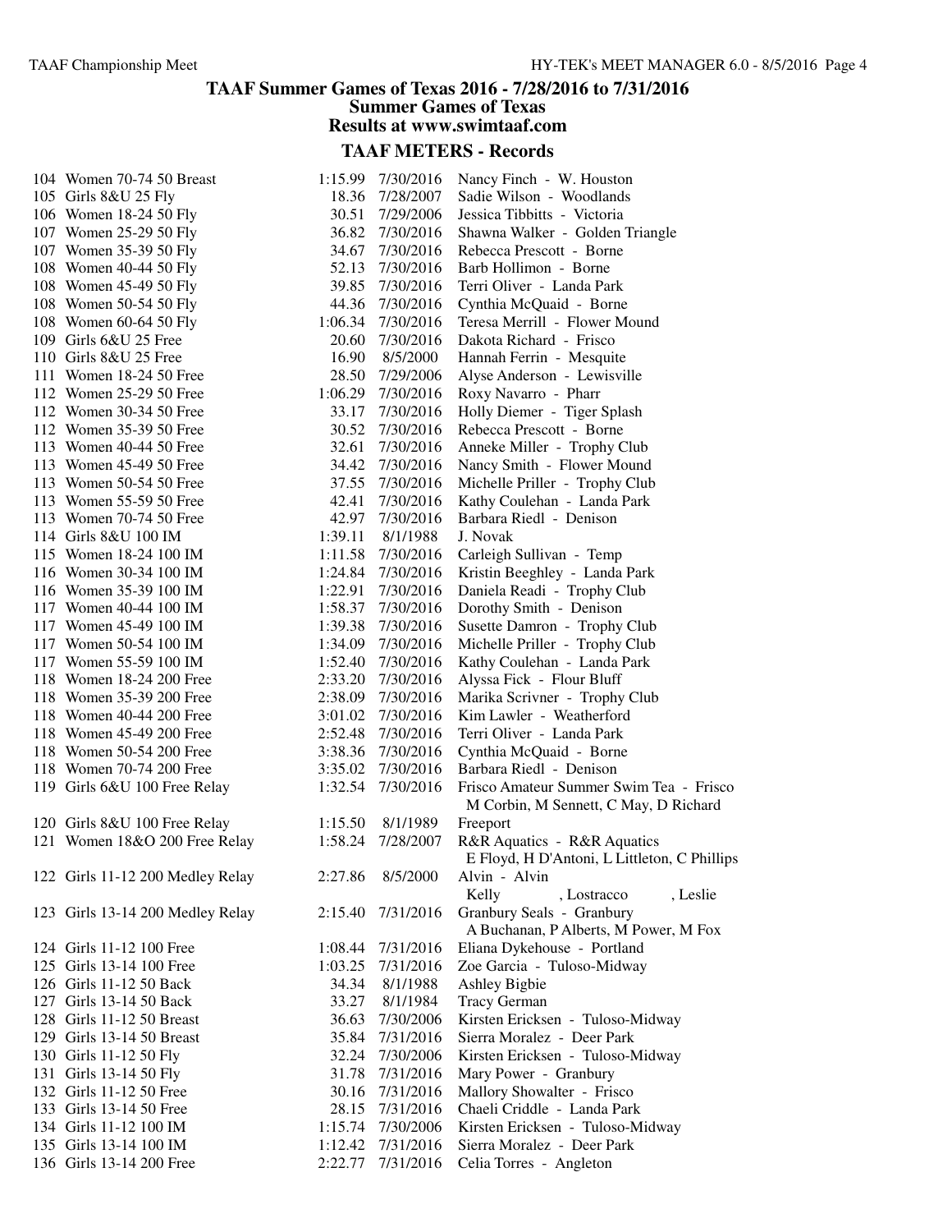## TAAF Summer Games of Texas 2016 - 7/28/2016 to 7/31/2016
### Summer Games of Texas
### Results at www.swimtaaf.com

## TAAF METERS - Records

| # | Event | Time | Date | Record Holder |
|---|---|---|---|---|
| 104 | Women 70-74 50 Breast | 1:15.99 | 7/30/2016 | Nancy Finch - W. Houston |
| 105 | Girls 8&U 25 Fly | 18.36 | 7/28/2007 | Sadie Wilson - Woodlands |
| 106 | Women 18-24 50 Fly | 30.51 | 7/29/2006 | Jessica Tibbitts - Victoria |
| 107 | Women 25-29 50 Fly | 36.82 | 7/30/2016 | Shawna Walker - Golden Triangle |
| 107 | Women 35-39 50 Fly | 34.67 | 7/30/2016 | Rebecca Prescott - Borne |
| 108 | Women 40-44 50 Fly | 52.13 | 7/30/2016 | Barb Hollimon - Borne |
| 108 | Women 45-49 50 Fly | 39.85 | 7/30/2016 | Terri Oliver - Landa Park |
| 108 | Women 50-54 50 Fly | 44.36 | 7/30/2016 | Cynthia McQuaid - Borne |
| 108 | Women 60-64 50 Fly | 1:06.34 | 7/30/2016 | Teresa Merrill - Flower Mound |
| 109 | Girls 6&U 25 Free | 20.60 | 7/30/2016 | Dakota Richard - Frisco |
| 110 | Girls 8&U 25 Free | 16.90 | 8/5/2000 | Hannah Ferrin - Mesquite |
| 111 | Women 18-24 50 Free | 28.50 | 7/29/2006 | Alyse Anderson - Lewisville |
| 112 | Women 25-29 50 Free | 1:06.29 | 7/30/2016 | Roxy Navarro - Pharr |
| 112 | Women 30-34 50 Free | 33.17 | 7/30/2016 | Holly Diemer - Tiger Splash |
| 112 | Women 35-39 50 Free | 30.52 | 7/30/2016 | Rebecca Prescott - Borne |
| 113 | Women 40-44 50 Free | 32.61 | 7/30/2016 | Anneke Miller - Trophy Club |
| 113 | Women 45-49 50 Free | 34.42 | 7/30/2016 | Nancy Smith - Flower Mound |
| 113 | Women 50-54 50 Free | 37.55 | 7/30/2016 | Michelle Priller - Trophy Club |
| 113 | Women 55-59 50 Free | 42.41 | 7/30/2016 | Kathy Coulehan - Landa Park |
| 113 | Women 70-74 50 Free | 42.97 | 7/30/2016 | Barbara Riedl - Denison |
| 114 | Girls 8&U 100 IM | 1:39.11 | 8/1/1988 | J. Novak |
| 115 | Women 18-24 100 IM | 1:11.58 | 7/30/2016 | Carleigh Sullivan - Temp |
| 116 | Women 30-34 100 IM | 1:24.84 | 7/30/2016 | Kristin Beeghley - Landa Park |
| 116 | Women 35-39 100 IM | 1:22.91 | 7/30/2016 | Daniela Readi - Trophy Club |
| 117 | Women 40-44 100 IM | 1:58.37 | 7/30/2016 | Dorothy Smith - Denison |
| 117 | Women 45-49 100 IM | 1:39.38 | 7/30/2016 | Susette Damron - Trophy Club |
| 117 | Women 50-54 100 IM | 1:34.09 | 7/30/2016 | Michelle Priller - Trophy Club |
| 117 | Women 55-59 100 IM | 1:52.40 | 7/30/2016 | Kathy Coulehan - Landa Park |
| 118 | Women 18-24 200 Free | 2:33.20 | 7/30/2016 | Alyssa Fick - Flour Bluff |
| 118 | Women 35-39 200 Free | 2:38.09 | 7/30/2016 | Marika Scrivner - Trophy Club |
| 118 | Women 40-44 200 Free | 3:01.02 | 7/30/2016 | Kim Lawler - Weatherford |
| 118 | Women 45-49 200 Free | 2:52.48 | 7/30/2016 | Terri Oliver - Landa Park |
| 118 | Women 50-54 200 Free | 3:38.36 | 7/30/2016 | Cynthia McQuaid - Borne |
| 118 | Women 70-74 200 Free | 3:35.02 | 7/30/2016 | Barbara Riedl - Denison |
| 119 | Girls 6&U 100 Free Relay | 1:32.54 | 7/30/2016 | Frisco Amateur Summer Swim Tea - Frisco<br>M Corbin, M Sennett, C May, D Richard |
| 120 | Girls 8&U 100 Free Relay | 1:15.50 | 8/1/1989 | Freeport |
| 121 | Women 18&O 200 Free Relay | 1:58.24 | 7/28/2007 | R&R Aquatics - R&R Aquatics<br>E Floyd, H D'Antoni, L Littleton, C Phillips |
| 122 | Girls 11-12 200 Medley Relay | 2:27.86 | 8/5/2000 | Alvin - Alvin<br>Kelly , Lostracco , Leslie |
| 123 | Girls 13-14 200 Medley Relay | 2:15.40 | 7/31/2016 | Granbury Seals - Granbury<br>A Buchanan, P Alberts, M Power, M Fox |
| 124 | Girls 11-12 100 Free | 1:08.44 | 7/31/2016 | Eliana Dykehouse - Portland |
| 125 | Girls 13-14 100 Free | 1:03.25 | 7/31/2016 | Zoe Garcia - Tuloso-Midway |
| 126 | Girls 11-12 50 Back | 34.34 | 8/1/1988 | Ashley Bigbie |
| 127 | Girls 13-14 50 Back | 33.27 | 8/1/1984 | Tracy German |
| 128 | Girls 11-12 50 Breast | 36.63 | 7/30/2006 | Kirsten Ericksen - Tuloso-Midway |
| 129 | Girls 13-14 50 Breast | 35.84 | 7/31/2016 | Sierra Moralez - Deer Park |
| 130 | Girls 11-12 50 Fly | 32.24 | 7/30/2006 | Kirsten Ericksen - Tuloso-Midway |
| 131 | Girls 13-14 50 Fly | 31.78 | 7/31/2016 | Mary Power - Granbury |
| 132 | Girls 11-12 50 Free | 30.16 | 7/31/2016 | Mallory Showalter - Frisco |
| 133 | Girls 13-14 50 Free | 28.15 | 7/31/2016 | Chaeli Criddle - Landa Park |
| 134 | Girls 11-12 100 IM | 1:15.74 | 7/30/2006 | Kirsten Ericksen - Tuloso-Midway |
| 135 | Girls 13-14 100 IM | 1:12.42 | 7/31/2016 | Sierra Moralez - Deer Park |
| 136 | Girls 13-14 200 Free | 2:22.77 | 7/31/2016 | Celia Torres - Angleton |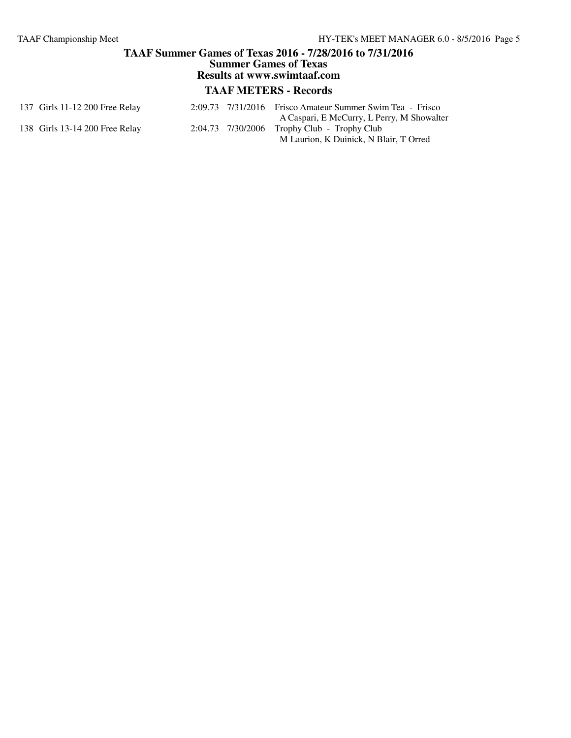## TAAF Summer Games of Texas 2016 - 7/28/2016 to 7/31/2016

### Summer Games of Texas

### Results at www.swimtaaf.com

### TAAF METERS - Records

| | | | | |
|---|---|---|---|---|
| 137 | Girls 11-12 200 Free Relay | 2:09.73 | 7/31/2016 | Frisco Amateur Summer Swim Tea - Frisco<br>A Caspari, E McCurry, L Perry, M Showalter |
| 138 | Girls 13-14 200 Free Relay | 2:04.73 | 7/30/2006 | Trophy Club - Trophy Club<br>M Laurion, K Duinick, N Blair, T Orred |